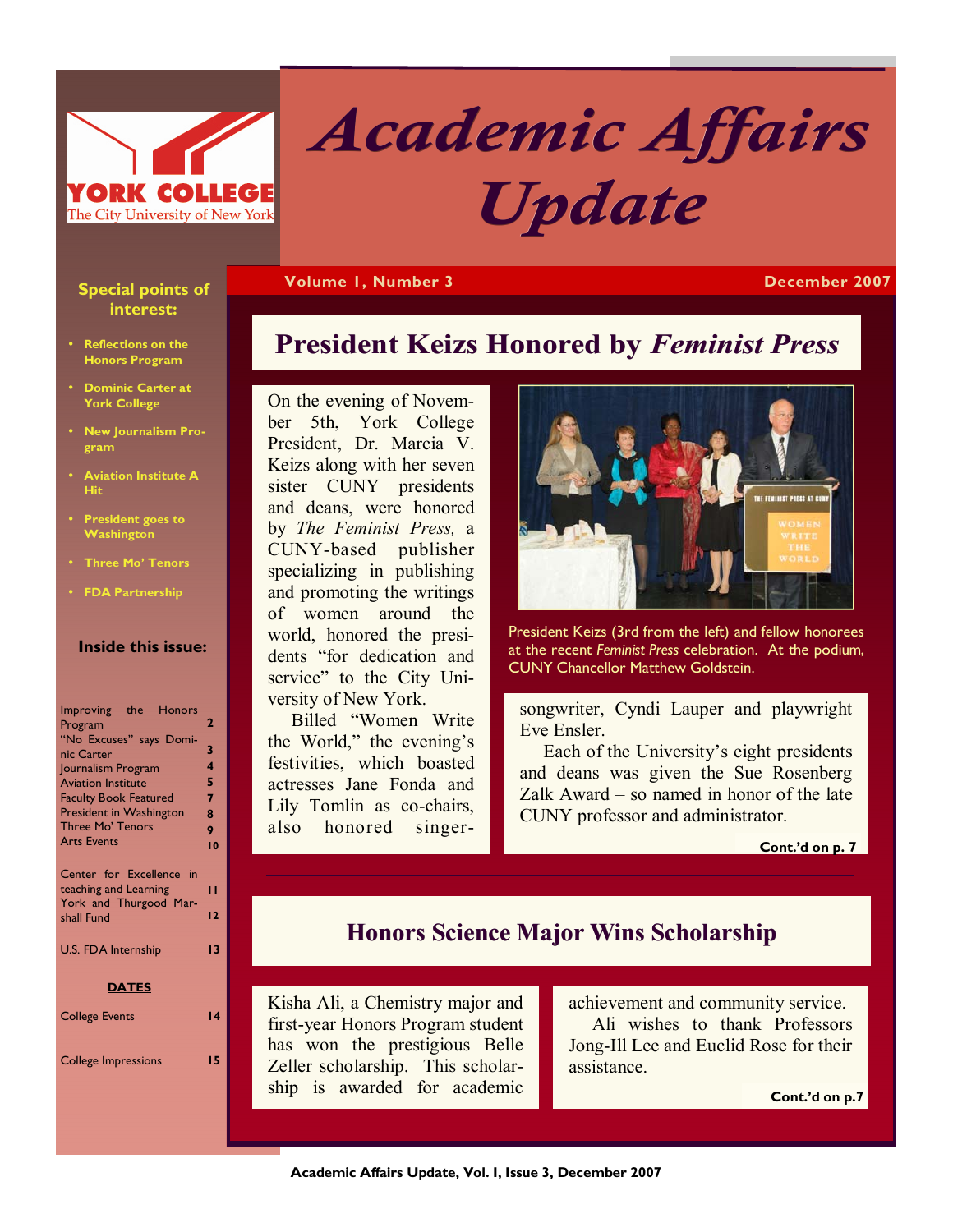# Academic Affairs Update

YORK COLLEGE
The City University of New York

**Volume 1, Number 3** **December 2007**

**Special points of interest:**

- Reflections on the Honors Program
- Dominic Carter at York College
- New Journalism Program
- Aviation Institute A Hit
- President goes to Washington
- Three Mo' Tenors
- FDA Partnership

**Inside this issue:**

| | |
|---|---|
| Improving the Honors Program | 2 |
| "No Excuses" says Dominic Carter | 3 |
| Journalism Program | 4 |
| Aviation Institute | 5 |
| Faculty Book Featured | 7 |
| President in Washington | 8 |
| Three Mo' Tenors | 9 |
| Arts Events | 10 |
| Center for Excellence in teaching and Learning | 11 |
| York and Thurgood Marshall Fund | 12 |
| U.S. FDA Internship | 13 |
| **DATES** | |
| College Events | 14 |
| College Impressions | 15 |

## President Keizs Honored by *Feminist Press*

On the evening of November 5th, York College President, Dr. Marcia V. Keizs along with her seven sister CUNY presidents and deans, were honored by *The Feminist Press,* a CUNY-based publisher specializing in publishing and promoting the writings of women around the world, honored the presidents "for dedication and service" to the City University of New York.

Billed "Women Write the World," the evening's festivities, which boasted actresses Jane Fonda and Lily Tomlin as co-chairs, also honored singer-songwriter, Cyndi Lauper and playwright Eve Ensler.

Each of the University's eight presidents and deans was given the Sue Rosenberg Zalk Award – so named in honor of the late CUNY professor and administrator.

President Keizs (3rd from the left) and fellow honorees at the recent *Feminist Press* celebration. At the podium, CUNY Chancellor Matthew Goldstein.

**Cont.'d on p. 7**

## Honors Science Major Wins Scholarship

Kisha Ali, a Chemistry major and first-year Honors Program student has won the prestigious Belle Zeller scholarship. This scholarship is awarded for academic achievement and community service.

Ali wishes to thank Professors Jong-Ill Lee and Euclid Rose for their assistance.

**Cont.'d on p.7**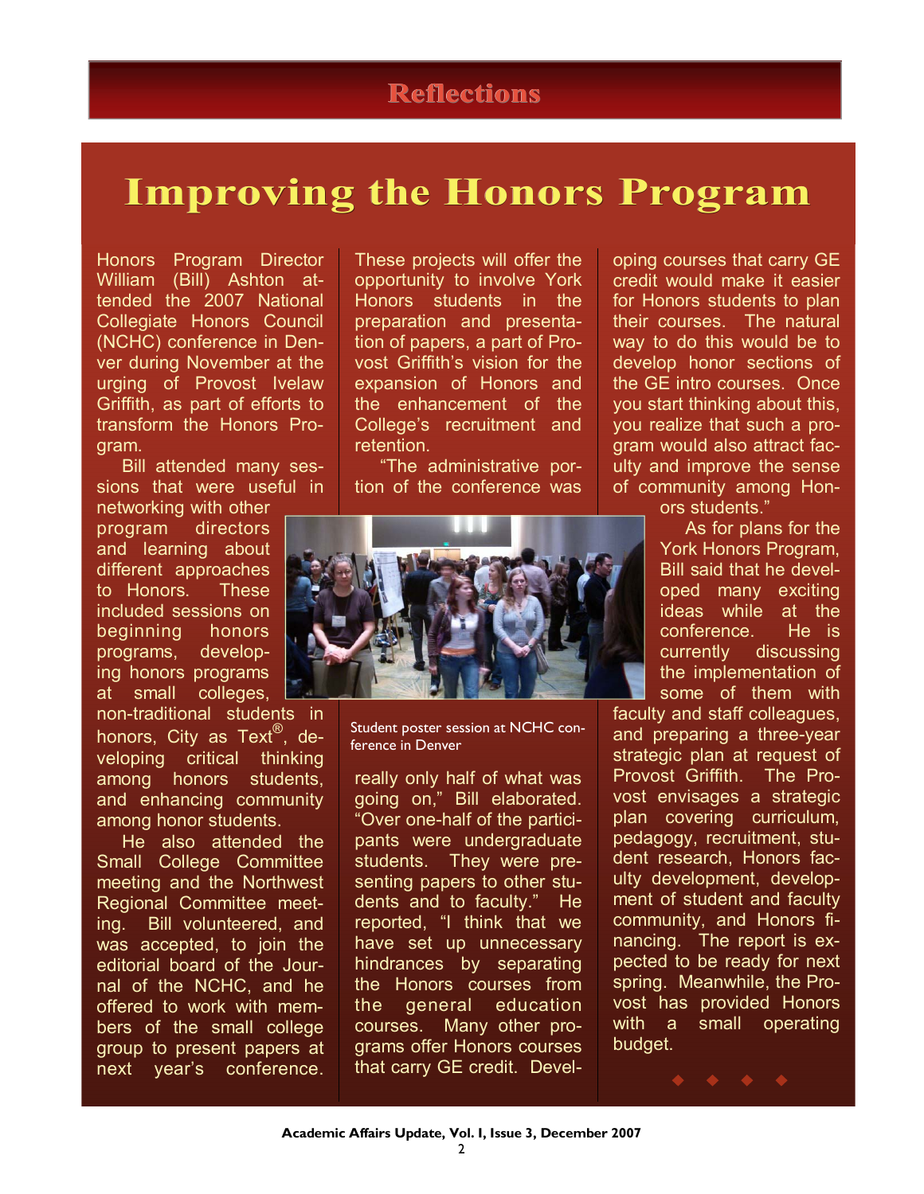# Reflections

## Improving the Honors Program

Honors Program Director William (Bill) Ashton attended the 2007 National Collegiate Honors Council (NCHC) conference in Denver during November at the urging of Provost Ivelaw Griffith, as part of efforts to transform the Honors Program.

Bill attended many sessions that were useful in networking with other program directors and learning about different approaches to Honors. These included sessions on beginning honors programs, developing honors programs at small colleges, non-traditional students in honors, City as Text®, developing critical thinking among honors students, and enhancing community among honor students.

He also attended the Small College Committee meeting and the Northwest Regional Committee meeting. Bill volunteered, and was accepted, to join the editorial board of the Journal of the NCHC, and he offered to work with members of the small college group to present papers at next year's conference. These projects will offer the opportunity to involve York Honors students in the preparation and presentation of papers, a part of Provost Griffith's vision for the expansion of Honors and the enhancement of the College's recruitment and retention.

"The administrative portion of the conference was really only half of what was going on," Bill elaborated. "Over one-half of the participants were undergraduate students. They were presenting papers to other students and to faculty." He reported, "I think that we have set up unnecessary hindrances by separating the Honors courses from the general education courses. Many other programs offer Honors courses that carry GE credit. Developing courses that carry GE credit would make it easier for Honors students to plan their courses. The natural way to do this would be to develop honor sections of the GE intro courses. Once you start thinking about this, you realize that such a program would also attract faculty and improve the sense of community among Honors students."

Student poster session at NCHC conference in Denver

As for plans for the York Honors Program, Bill said that he developed many exciting ideas while at the conference. He is currently discussing the implementation of some of them with faculty and staff colleagues, and preparing a three-year strategic plan at request of Provost Griffith. The Provost envisages a strategic plan covering curriculum, pedagogy, recruitment, student research, Honors faculty development, development of student and faculty community, and Honors financing. The report is expected to be ready for next spring. Meanwhile, the Provost has provided Honors with a small operating budget.

◆ ◆ ◆ ◆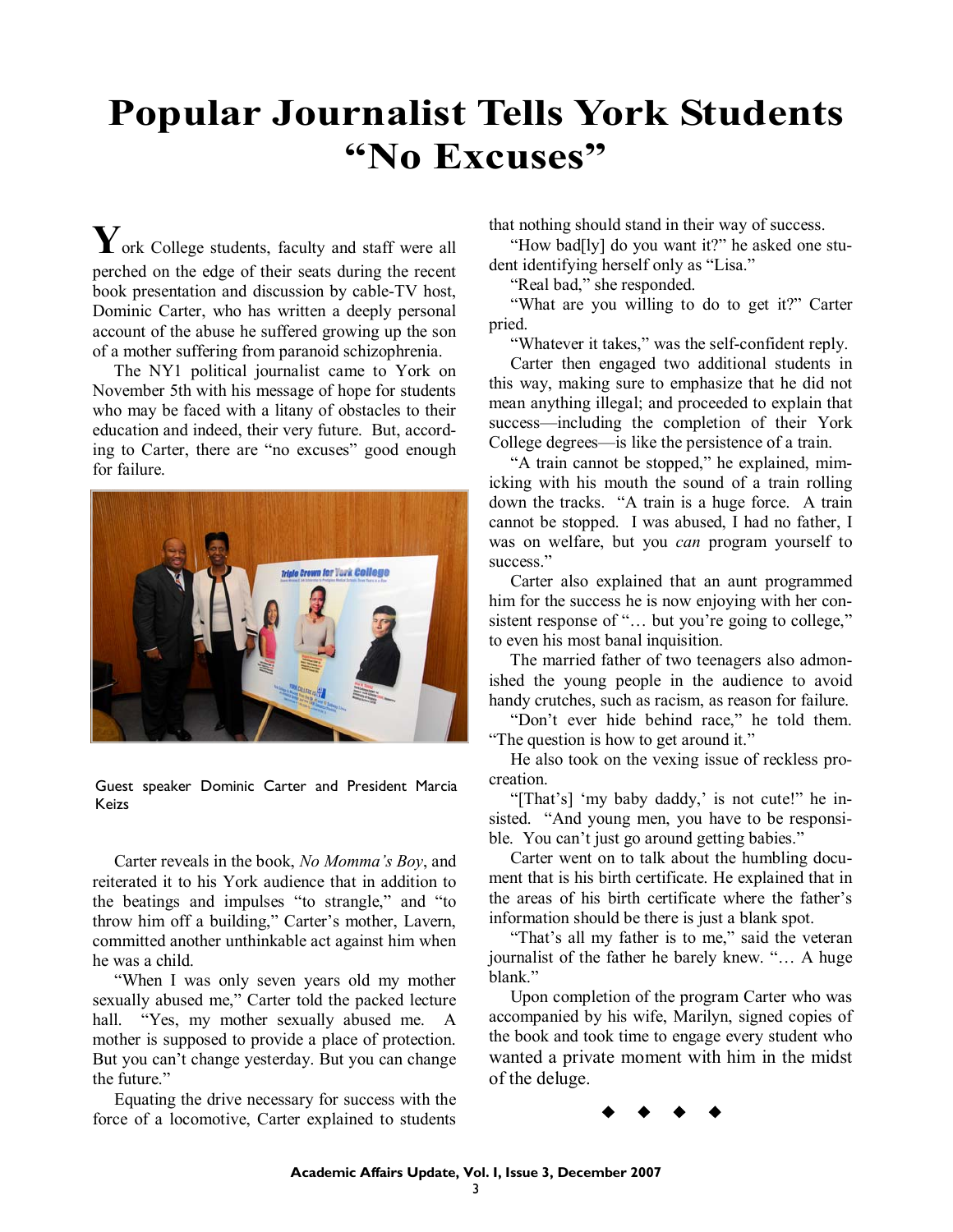# Popular Journalist Tells York Students "No Excuses"

York College students, faculty and staff were all perched on the edge of their seats during the recent book presentation and discussion by cable-TV host, Dominic Carter, who has written a deeply personal account of the abuse he suffered growing up the son of a mother suffering from paranoid schizophrenia.

The NY1 political journalist came to York on November 5th with his message of hope for students who may be faced with a litany of obstacles to their education and indeed, their very future. But, according to Carter, there are "no excuses" good enough for failure.

Guest speaker Dominic Carter and President Marcia Keizs

Carter reveals in the book, *No Momma's Boy*, and reiterated it to his York audience that in addition to the beatings and impulses "to strangle," and "to throw him off a building," Carter's mother, Lavern, committed another unthinkable act against him when he was a child.

"When I was only seven years old my mother sexually abused me," Carter told the packed lecture hall. "Yes, my mother sexually abused me. A mother is supposed to provide a place of protection. But you can't change yesterday. But you can change the future."

Equating the drive necessary for success with the force of a locomotive, Carter explained to students that nothing should stand in their way of success.

"How bad[ly] do you want it?" he asked one student identifying herself only as "Lisa."

"Real bad," she responded.

"What are you willing to do to get it?" Carter pried.

"Whatever it takes," was the self-confident reply.

Carter then engaged two additional students in this way, making sure to emphasize that he did not mean anything illegal; and proceeded to explain that success—including the completion of their York College degrees—is like the persistence of a train.

"A train cannot be stopped," he explained, mimicking with his mouth the sound of a train rolling down the tracks. "A train is a huge force. A train cannot be stopped. I was abused, I had no father, I was on welfare, but you *can* program yourself to success."

Carter also explained that an aunt programmed him for the success he is now enjoying with her consistent response of "… but you're going to college," to even his most banal inquisition.

The married father of two teenagers also admonished the young people in the audience to avoid handy crutches, such as racism, as reason for failure.

"Don't ever hide behind race," he told them. "The question is how to get around it."

He also took on the vexing issue of reckless procreation.

"[That's] 'my baby daddy,' is not cute!" he insisted. "And young men, you have to be responsible. You can't just go around getting babies."

Carter went on to talk about the humbling document that is his birth certificate. He explained that in the areas of his birth certificate where the father's information should be there is just a blank spot.

"That's all my father is to me," said the veteran journalist of the father he barely knew. "… A huge blank."

Upon completion of the program Carter who was accompanied by his wife, Marilyn, signed copies of the book and took time to engage every student who wanted a private moment with him in the midst of the deluge.

◆ ◆ ◆ ◆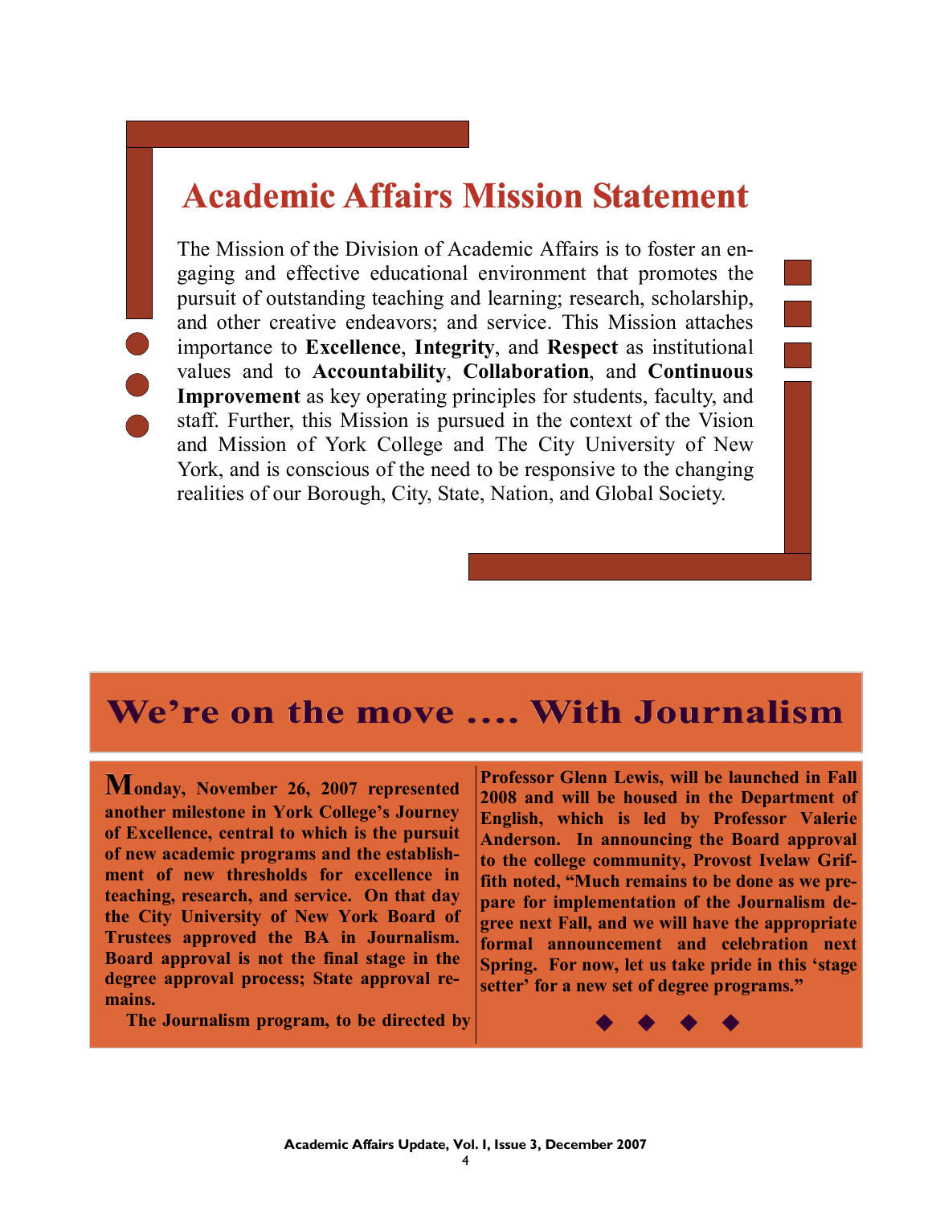# Academic Affairs Mission Statement

The Mission of the Division of Academic Affairs is to foster an engaging and effective educational environment that promotes the pursuit of outstanding teaching and learning; research, scholarship, and other creative endeavors; and service. This Mission attaches importance to **Excellence**, **Integrity**, and **Respect** as institutional values and to **Accountability**, **Collaboration**, and **Continuous Improvement** as key operating principles for students, faculty, and staff. Further, this Mission is pursued in the context of the Vision and Mission of York College and The City University of New York, and is conscious of the need to be responsive to the changing realities of our Borough, City, State, Nation, and Global Society.

# We're on the move .... With Journalism

**Monday, November 26, 2007 represented another milestone in York College's Journey of Excellence, central to which is the pursuit of new academic programs and the establishment of new thresholds for excellence in teaching, research, and service. On that day the City University of New York Board of Trustees approved the BA in Journalism. Board approval is not the final stage in the degree approval process; State approval remains.**

**The Journalism program, to be directed by Professor Glenn Lewis, will be launched in Fall 2008 and will be housed in the Department of English, which is led by Professor Valerie Anderson. In announcing the Board approval to the college community, Provost Ivelaw Griffith noted, "Much remains to be done as we prepare for implementation of the Journalism degree next Fall, and we will have the appropriate formal announcement and celebration next Spring. For now, let us take pride in this 'stage setter' for a new set of degree programs."**

◆ ◆ ◆ ◆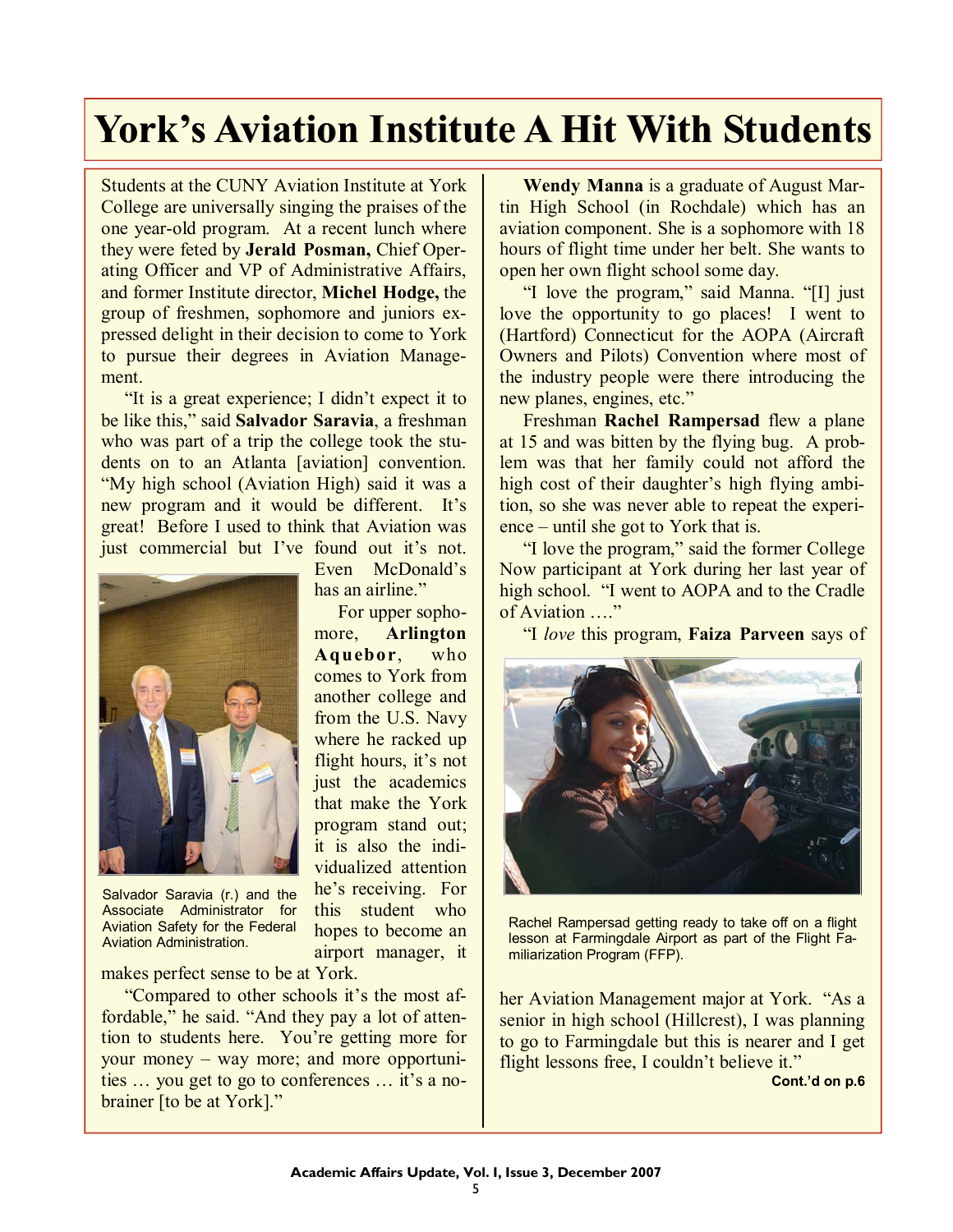# York's Aviation Institute A Hit With Students

Students at the CUNY Aviation Institute at York College are universally singing the praises of the one year-old program. At a recent lunch where they were feted by **Jerald Posman,** Chief Operating Officer and VP of Administrative Affairs, and former Institute director, **Michel Hodge,** the group of freshmen, sophomore and juniors expressed delight in their decision to come to York to pursue their degrees in Aviation Management.

"It is a great experience; I didn't expect it to be like this," said **Salvador Saravia**, a freshman who was part of a trip the college took the students on to an Atlanta [aviation] convention. "My high school (Aviation High) said it was a new program and it would be different. It's great! Before I used to think that Aviation was just commercial but I've found out it's not. Even McDonald's has an airline."

Salvador Saravia (r.) and the Associate Administrator for Aviation Safety for the Federal Aviation Administration.

For upper sophomore, **Arlington Aquebor**, who comes to York from another college and from the U.S. Navy where he racked up flight hours, it's not just the academics that make the York program stand out; it is also the individualized attention he's receiving. For this student who hopes to become an airport manager, it makes perfect sense to be at York.

"Compared to other schools it's the most affordable," he said. "And they pay a lot of attention to students here. You're getting more for your money – way more; and more opportunities … you get to go to conferences … it's a no-brainer [to be at York]."

**Wendy Manna** is a graduate of August Martin High School (in Rochdale) which has an aviation component. She is a sophomore with 18 hours of flight time under her belt. She wants to open her own flight school some day.

"I love the program," said Manna. "[I] just love the opportunity to go places! I went to (Hartford) Connecticut for the AOPA (Aircraft Owners and Pilots) Convention where most of the industry people were there introducing the new planes, engines, etc."

Freshman **Rachel Rampersad** flew a plane at 15 and was bitten by the flying bug. A problem was that her family could not afford the high cost of their daughter's high flying ambition, so she was never able to repeat the experience – until she got to York that is.

"I love the program," said the former College Now participant at York during her last year of high school. "I went to AOPA and to the Cradle of Aviation …."

"I *love* this program, **Faiza Parveen** says of her Aviation Management major at York. "As a senior in high school (Hillcrest), I was planning to go to Farmingdale but this is nearer and I get flight lessons free, I couldn't believe it."

Rachel Rampersad getting ready to take off on a flight lesson at Farmingdale Airport as part of the Flight Familiarization Program (FFP).

**Cont.'d on p.6**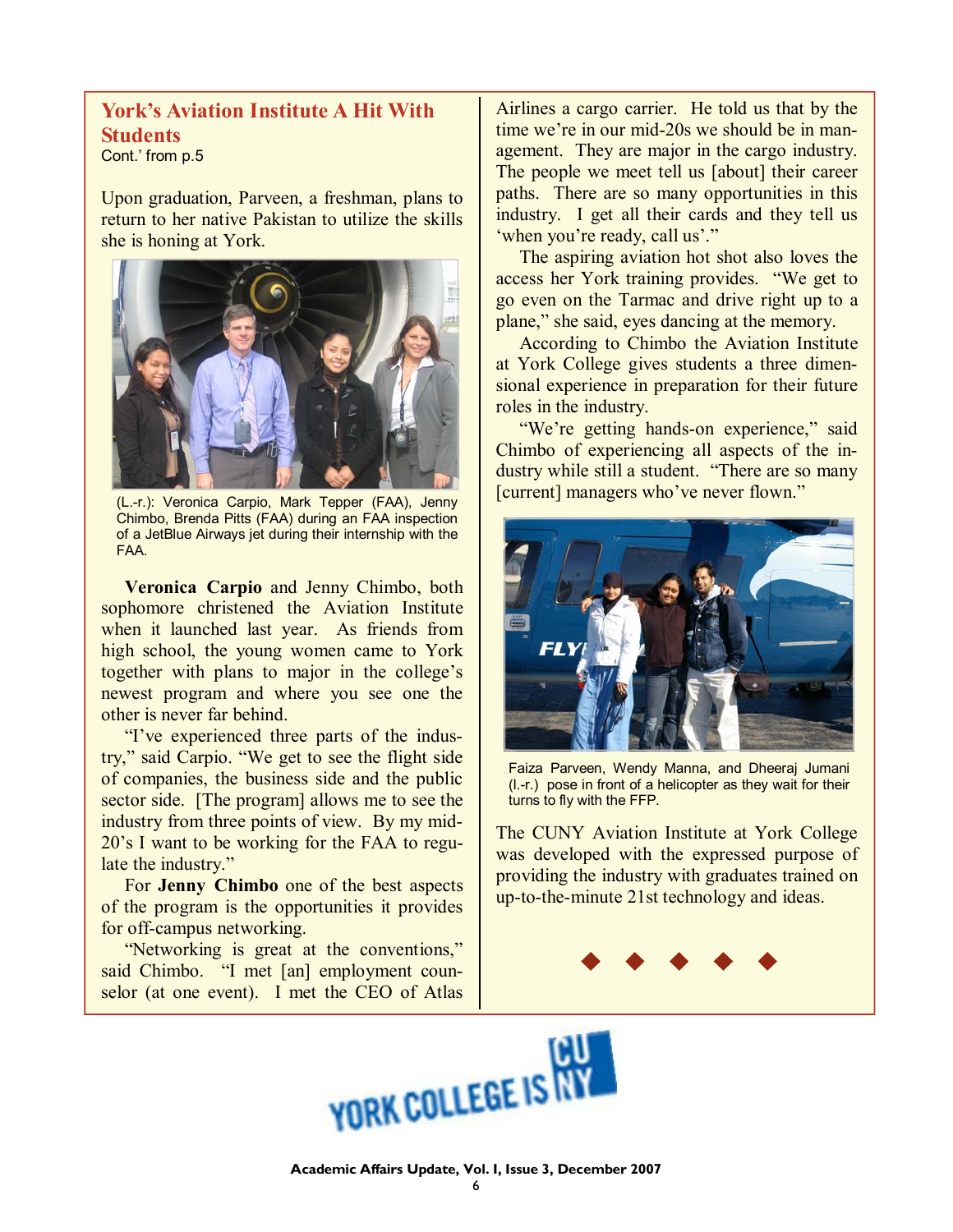## York's Aviation Institute A Hit With Students

Cont.' from p.5

Upon graduation, Parveen, a freshman, plans to return to her native Pakistan to utilize the skills she is honing at York.

(L.-r.): Veronica Carpio, Mark Tepper (FAA), Jenny Chimbo, Brenda Pitts (FAA) during an FAA inspection of a JetBlue Airways jet during their internship with the FAA.

**Veronica Carpio** and Jenny Chimbo, both sophomore christened the Aviation Institute when it launched last year. As friends from high school, the young women came to York together with plans to major in the college's newest program and where you see one the other is never far behind.

"I've experienced three parts of the industry," said Carpio. "We get to see the flight side of companies, the business side and the public sector side. [The program] allows me to see the industry from three points of view. By my mid-20's I want to be working for the FAA to regulate the industry."

For **Jenny Chimbo** one of the best aspects of the program is the opportunities it provides for off-campus networking.

"Networking is great at the conventions," said Chimbo. "I met [an] employment counselor (at one event). I met the CEO of Atlas Airlines a cargo carrier. He told us that by the time we're in our mid-20s we should be in management. They are major in the cargo industry. The people we meet tell us [about] their career paths. There are so many opportunities in this industry. I get all their cards and they tell us 'when you're ready, call us'."

The aspiring aviation hot shot also loves the access her York training provides. "We get to go even on the Tarmac and drive right up to a plane," she said, eyes dancing at the memory.

According to Chimbo the Aviation Institute at York College gives students a three dimensional experience in preparation for their future roles in the industry.

"We're getting hands-on experience," said Chimbo of experiencing all aspects of the industry while still a student. "There are so many [current] managers who've never flown."

Faiza Parveen, Wendy Manna, and Dheeraj Jumani (l.-r.) pose in front of a helicopter as they wait for their turns to fly with the FFP.

The CUNY Aviation Institute at York College was developed with the expressed purpose of providing the industry with graduates trained on up-to-the-minute 21st technology and ideas.

◆ ◆ ◆ ◆ ◆

YORK COLLEGE IS CUNY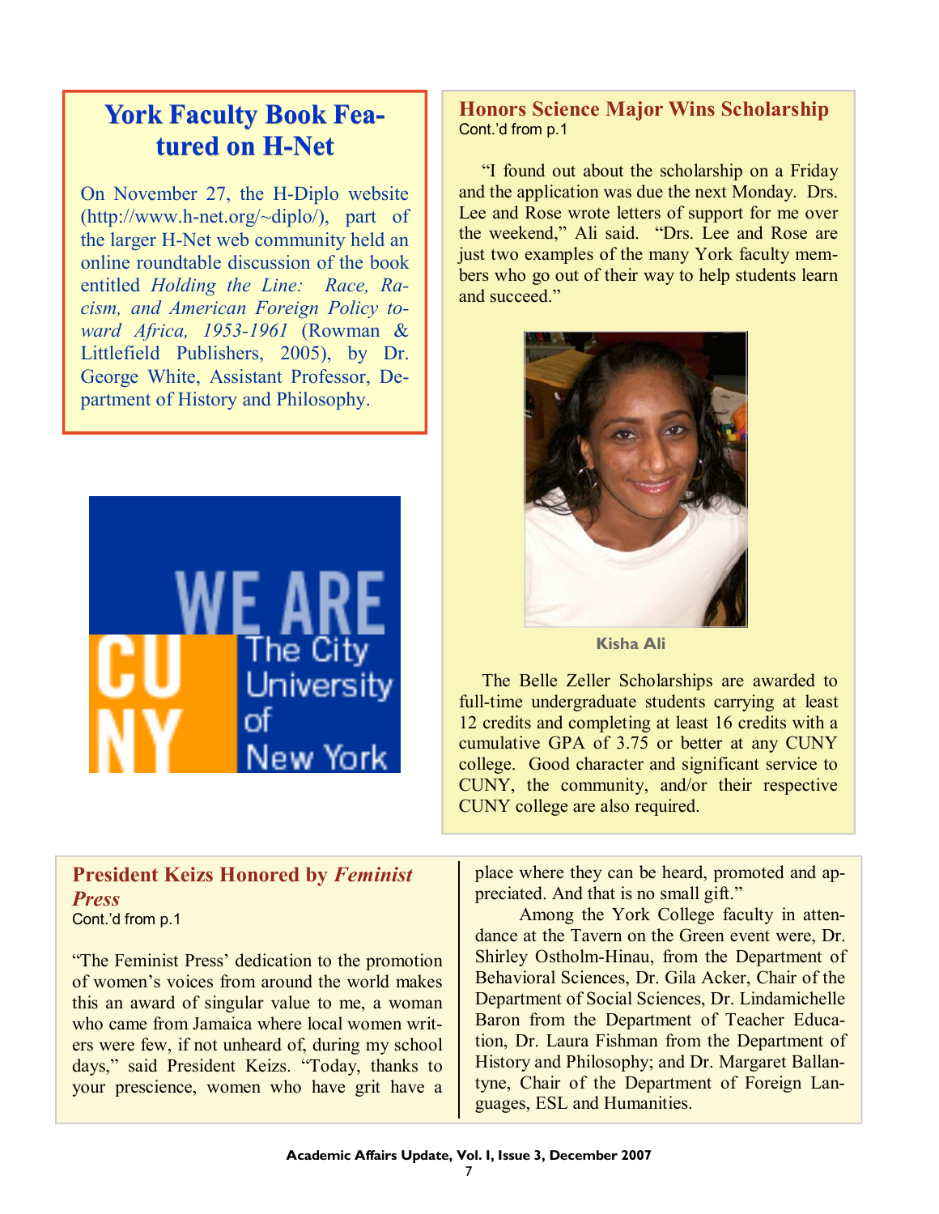## York Faculty Book Featured on H-Net

On November 27, the H-Diplo website (http://www.h-net.org/~diplo/), part of the larger H-Net web community held an online roundtable discussion of the book entitled *Holding the Line: Race, Racism, and American Foreign Policy toward Africa, 1953-1961* (Rowman & Littlefield Publishers, 2005), by Dr. George White, Assistant Professor, Department of History and Philosophy.

## Honors Science Major Wins Scholarship

Cont.'d from p.1

"I found out about the scholarship on a Friday and the application was due the next Monday. Drs. Lee and Rose wrote letters of support for me over the weekend," Ali said. "Drs. Lee and Rose are just two examples of the many York faculty members who go out of their way to help students learn and succeed."

Kisha Ali

The Belle Zeller Scholarships are awarded to full-time undergraduate students carrying at least 12 credits and completing at least 16 credits with a cumulative GPA of 3.75 or better at any CUNY college. Good character and significant service to CUNY, the community, and/or their respective CUNY college are also required.

## President Keizs Honored by *Feminist Press*

Cont.'d from p.1

"The Feminist Press' dedication to the promotion of women's voices from around the world makes this an award of singular value to me, a woman who came from Jamaica where local women writers were few, if not unheard of, during my school days," said President Keizs. "Today, thanks to your prescience, women who have grit have a place where they can be heard, promoted and appreciated. And that is no small gift."

Among the York College faculty in attendance at the Tavern on the Green event were, Dr. Shirley Ostholm-Hinau, from the Department of Behavioral Sciences, Dr. Gila Acker, Chair of the Department of Social Sciences, Dr. Lindamichelle Baron from the Department of Teacher Education, Dr. Laura Fishman from the Department of History and Philosophy; and Dr. Margaret Ballantyne, Chair of the Department of Foreign Languages, ESL and Humanities.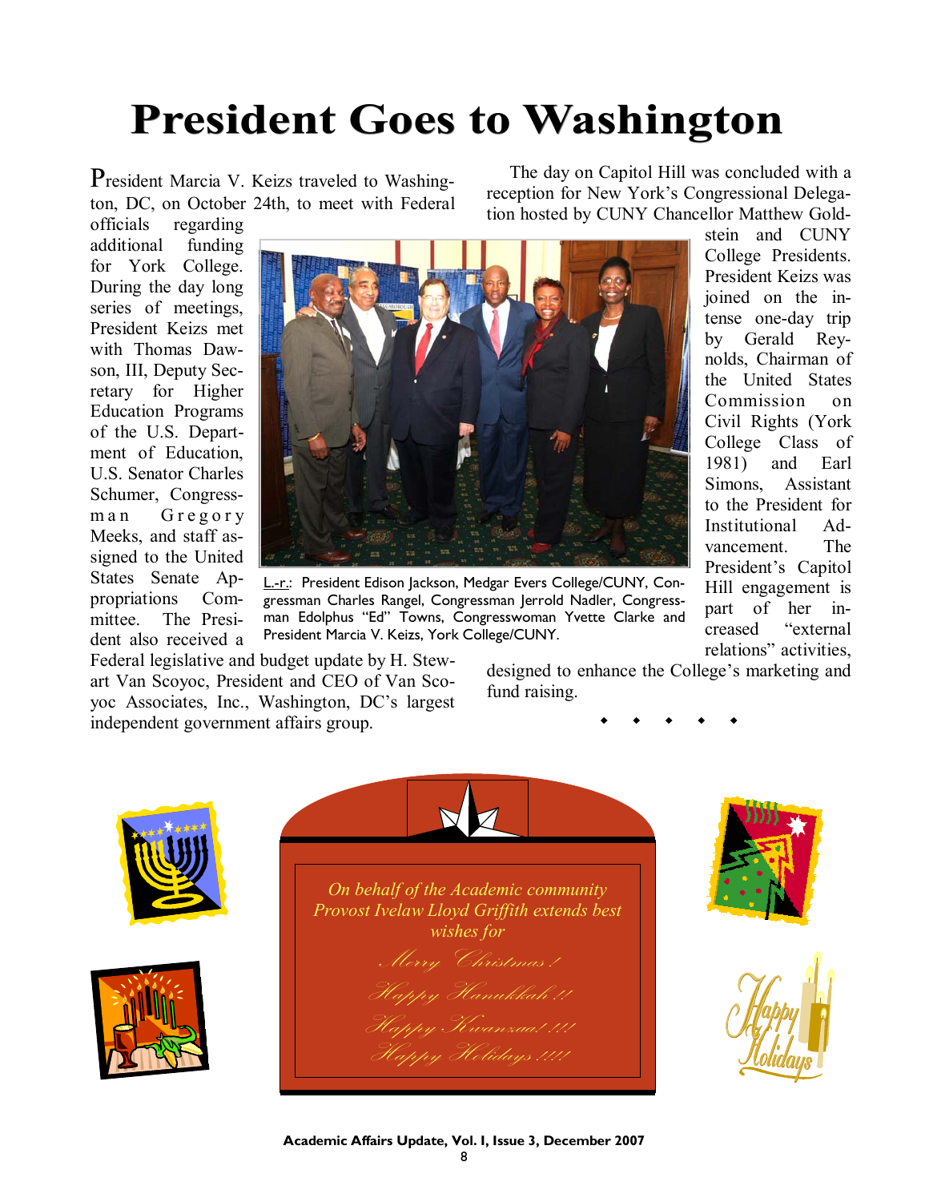# President Goes to Washington

President Marcia V. Keizs traveled to Washington, DC, on October 24th, to meet with Federal officials regarding additional funding for York College. During the day long series of meetings, President Keizs met with Thomas Dawson, III, Deputy Secretary for Higher Education Programs of the U.S. Department of Education, U.S. Senator Charles Schumer, Congressman Gregory Meeks, and staff assigned to the United States Senate Appropriations Committee. The President also received a Federal legislative and budget update by H. Stewart Van Scoyoc, President and CEO of Van Scoyoc Associates, Inc., Washington, DC's largest independent government affairs group.

L.-r.: President Edison Jackson, Medgar Evers College/CUNY, Congressman Charles Rangel, Congressman Jerrold Nadler, Congressman Edolphus "Ed" Towns, Congresswoman Yvette Clarke and President Marcia V. Keizs, York College/CUNY.

The day on Capitol Hill was concluded with a reception for New York's Congressional Delegation hosted by CUNY Chancellor Matthew Goldstein and CUNY College Presidents. President Keizs was joined on the intense one-day trip by Gerald Reynolds, Chairman of the United States Commission on Civil Rights (York College Class of 1981) and Earl Simons, Assistant to the President for Institutional Advancement. The President's Capitol Hill engagement is part of her increased "external relations" activities, designed to enhance the College's marketing and fund raising.

◆ ◆ ◆ ◆ ◆

*On behalf of the Academic community Provost Ivelaw Lloyd Griffith extends best wishes for*

*Merry Christmas!*

*Happy Hanukkah!!*

*Happy Kwanzaa!!!!*

*Happy Holidays!!!!*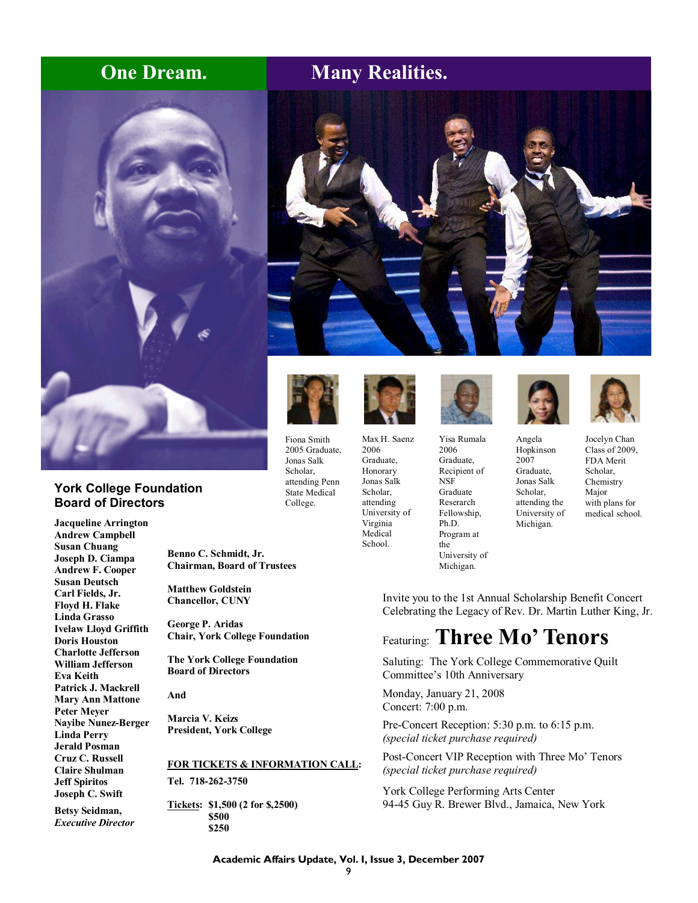# One Dream. Many Realities.

Fiona Smith 2005 Graduate, Jonas Salk Scholar, attending Penn State Medical College.

Max H. Saenz 2006 Graduate, Honorary Jonas Salk Scholar, attending University of Virginia Medical School.

Yisa Rumala 2006 Graduate, Recipient of NSF Graduate Reserarch Fellowship, Ph.D. Program at the University of Michigan.

Angela Hopkinson 2007 Graduate, Jonas Salk Scholar, attending the University of Michigan.

Jocelyn Chan Class of 2009, FDA Merit Scholar, Chemistry Major with plans for medical school.

## York College Foundation Board of Directors

**Jacqueline Arrington**
**Andrew Campbell**
**Susan Chuang**
**Joseph D. Ciampa**
**Andrew F. Cooper**
**Susan Deutsch**
**Carl Fields, Jr.**
**Floyd H. Flake**
**Linda Grasso**
**Ivelaw Lloyd Griffith**
**Doris Houston**
**Charlotte Jefferson**
**William Jefferson**
**Eva Keith**
**Patrick J. Mackrell**
**Mary Ann Mattone**
**Peter Meyer**
**Nayibe Nunez-Berger**
**Linda Perry**
**Jerald Posman**
**Cruz C. Russell**
**Claire Shulman**
**Jeff Spiritos**
**Joseph C. Swift**

**Betsy Seidman,**
***Executive Director***

**Benno C. Schmidt, Jr.**
**Chairman, Board of Trustees**

**Matthew Goldstein**
**Chancellor, CUNY**

**George P. Aridas**
**Chair, York College Foundation**

**The York College Foundation Board of Directors**

**And**

**Marcia V. Keizs**
**President, York College**

Invite you to the 1st Annual Scholarship Benefit Concert Celebrating the Legacy of Rev. Dr. Martin Luther King, Jr.

Featuring: **Three Mo' Tenors**

Saluting: The York College Commemorative Quilt Committee's 10th Anniversary

Monday, January 21, 2008
Concert: 7:00 p.m.

Pre-Concert Reception: 5:30 p.m. to 6:15 p.m.
*(special ticket purchase required)*

Post-Concert VIP Reception with Three Mo' Tenors
*(special ticket purchase required)*

York College Performing Arts Center
94-45 Guy R. Brewer Blvd., Jamaica, New York

**FOR TICKETS & INFORMATION CALL:**

**Tel. 718-262-3750**

**Tickets:** **$1,500 (2 for $,2500)**
**$500**
**$250**

**Academic Affairs Update, Vol. I, Issue 3, December 2007**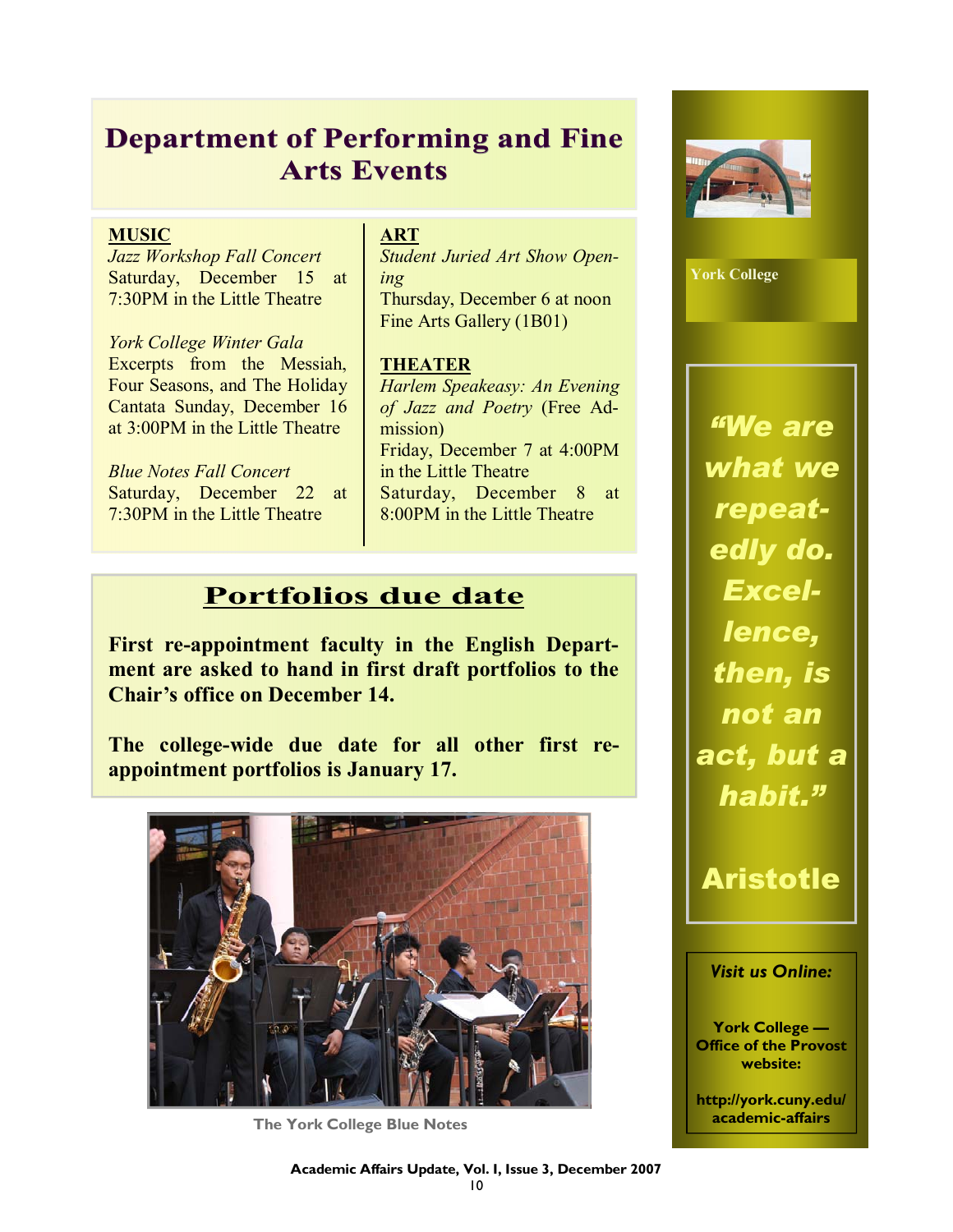# Department of Performing and Fine Arts Events

**MUSIC**

*Jazz Workshop Fall Concert*
Saturday, December 15 at 7:30PM in the Little Theatre

*York College Winter Gala*
Excerpts from the Messiah, Four Seasons, and The Holiday Cantata Sunday, December 16 at 3:00PM in the Little Theatre

*Blue Notes Fall Concert*
Saturday, December 22 at 7:30PM in the Little Theatre

**ART**

*Student Juried Art Show Opening*
Thursday, December 6 at noon
Fine Arts Gallery (1B01)

**THEATER**

*Harlem Speakeasy: An Evening of Jazz and Poetry* (Free Admission)
Friday, December 7 at 4:00PM in the Little Theatre
Saturday, December 8 at 8:00PM in the Little Theatre

## Portfolios due date

**First re-appointment faculty in the English Department are asked to hand in first draft portfolios to the Chair's office on December 14.**

**The college-wide due date for all other first re-appointment portfolios is January 17.**

The York College Blue Notes

York College

*"We are what we repeatedly do. Excellence, then, is not an act, but a habit."*

**Aristotle**

*Visit us Online:*

**York College — Office of the Provost website:**

**http://york.cuny.edu/academic-affairs**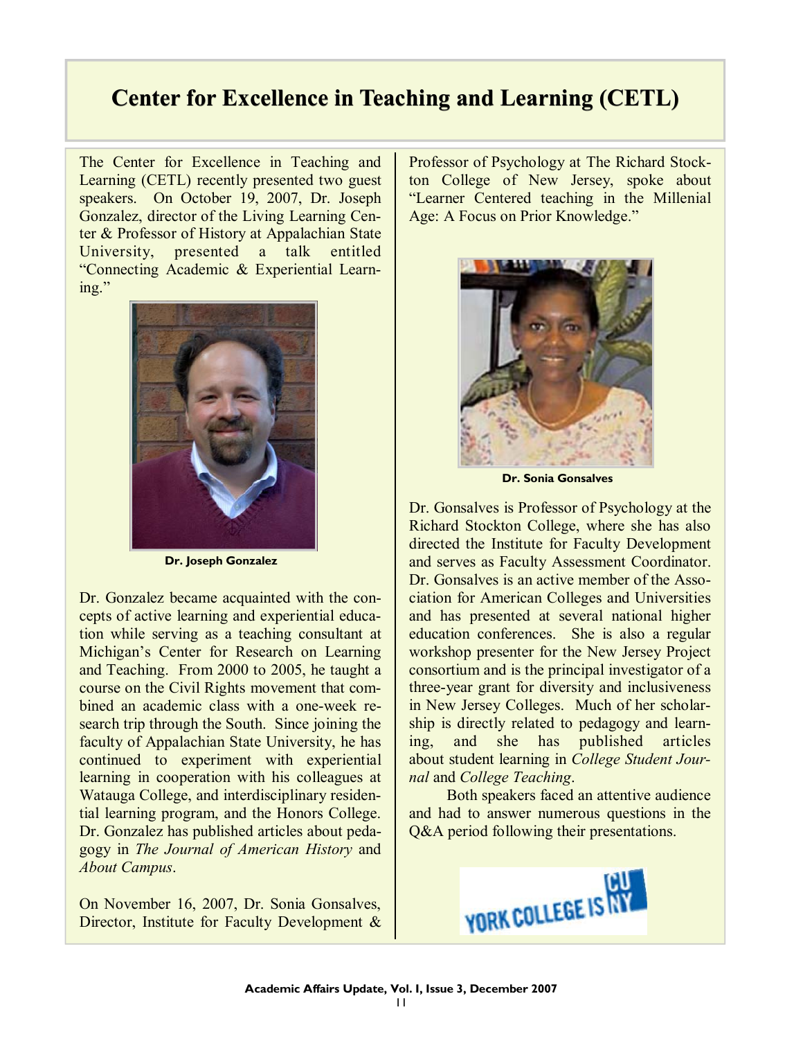# Center for Excellence in Teaching and Learning (CETL)

The Center for Excellence in Teaching and Learning (CETL) recently presented two guest speakers. On October 19, 2007, Dr. Joseph Gonzalez, director of the Living Learning Center & Professor of History at Appalachian State University, presented a talk entitled "Connecting Academic & Experiential Learning."

**Dr. Joseph Gonzalez**

Dr. Gonzalez became acquainted with the concepts of active learning and experiential education while serving as a teaching consultant at Michigan's Center for Research on Learning and Teaching. From 2000 to 2005, he taught a course on the Civil Rights movement that combined an academic class with a one-week research trip through the South. Since joining the faculty of Appalachian State University, he has continued to experiment with experiential learning in cooperation with his colleagues at Watauga College, and interdisciplinary residential learning program, and the Honors College. Dr. Gonzalez has published articles about pedagogy in *The Journal of American History* and *About Campus*.

On November 16, 2007, Dr. Sonia Gonsalves, Director, Institute for Faculty Development & Professor of Psychology at The Richard Stockton College of New Jersey, spoke about "Learner Centered teaching in the Millenial Age: A Focus on Prior Knowledge."

**Dr. Sonia Gonsalves**

Dr. Gonsalves is Professor of Psychology at the Richard Stockton College, where she has also directed the Institute for Faculty Development and serves as Faculty Assessment Coordinator. Dr. Gonsalves is an active member of the Association for American Colleges and Universities and has presented at several national higher education conferences. She is also a regular workshop presenter for the New Jersey Project consortium and is the principal investigator of a three-year grant for diversity and inclusiveness in New Jersey Colleges. Much of her scholarship is directly related to pedagogy and learning, and she has published articles about student learning in *College Student Journal* and *College Teaching*.

Both speakers faced an attentive audience and had to answer numerous questions in the Q&A period following their presentations.

YORK COLLEGE IS CUNY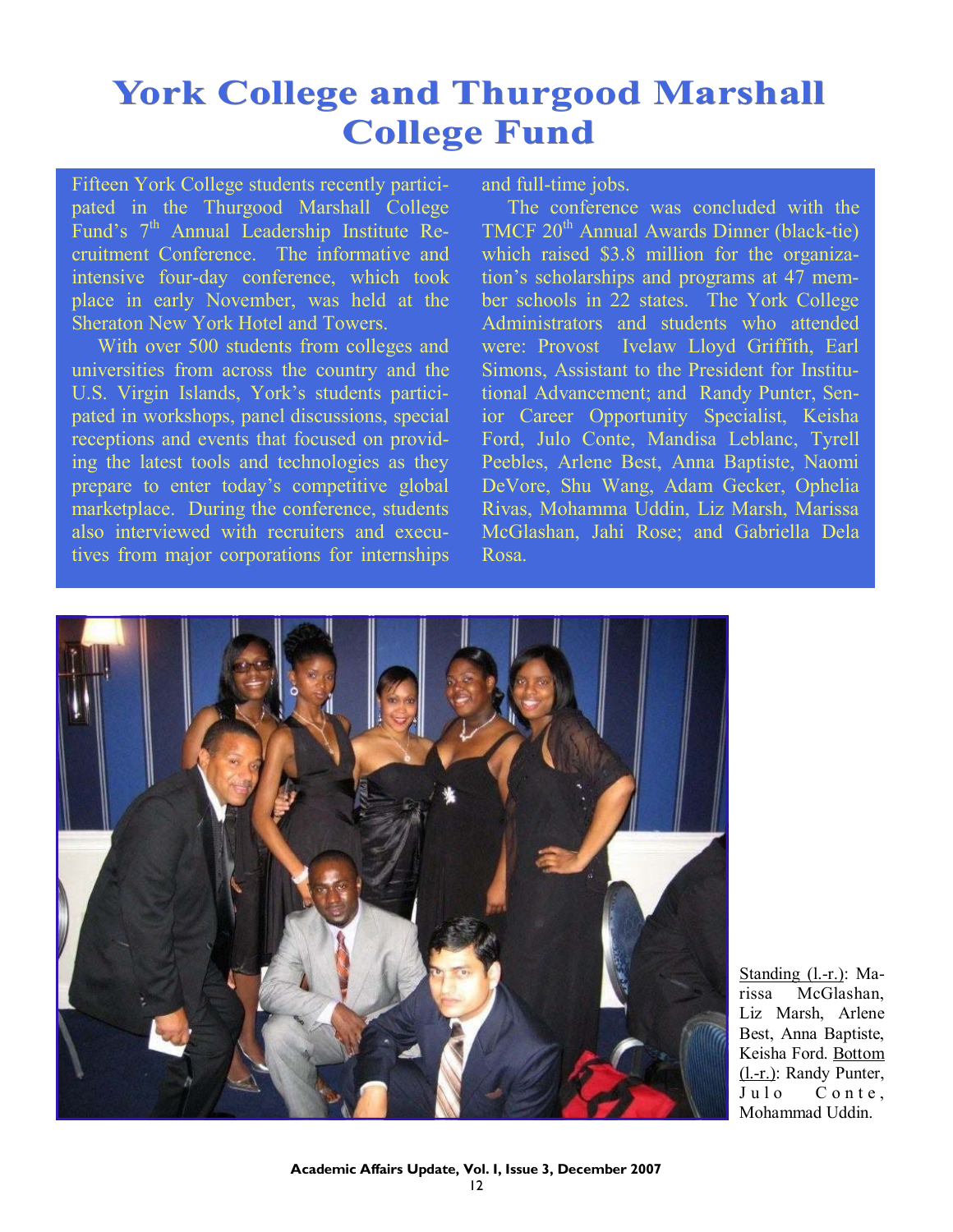# York College and Thurgood Marshall College Fund

Fifteen York College students recently participated in the Thurgood Marshall College Fund's 7th Annual Leadership Institute Recruitment Conference. The informative and intensive four-day conference, which took place in early November, was held at the Sheraton New York Hotel and Towers.

With over 500 students from colleges and universities from across the country and the U.S. Virgin Islands, York's students participated in workshops, panel discussions, special receptions and events that focused on providing the latest tools and technologies as they prepare to enter today's competitive global marketplace. During the conference, students also interviewed with recruiters and executives from major corporations for internships and full-time jobs.

The conference was concluded with the TMCF 20th Annual Awards Dinner (black-tie) which raised $3.8 million for the organization's scholarships and programs at 47 member schools in 22 states. The York College Administrators and students who attended were: Provost Ivelaw Lloyd Griffith, Earl Simons, Assistant to the President for Institutional Advancement; and Randy Punter, Senior Career Opportunity Specialist, Keisha Ford, Julo Conte, Mandisa Leblanc, Tyrell Peebles, Arlene Best, Anna Baptiste, Naomi DeVore, Shu Wang, Adam Gecker, Ophelia Rivas, Mohamma Uddin, Liz Marsh, Marissa McGlashan, Jahi Rose; and Gabriella Dela Rosa.

Standing (l.-r.): Marissa McGlashan, Liz Marsh, Arlene Best, Anna Baptiste, Keisha Ford. Bottom (l.-r.): Randy Punter, Julo Conte, Mohammad Uddin.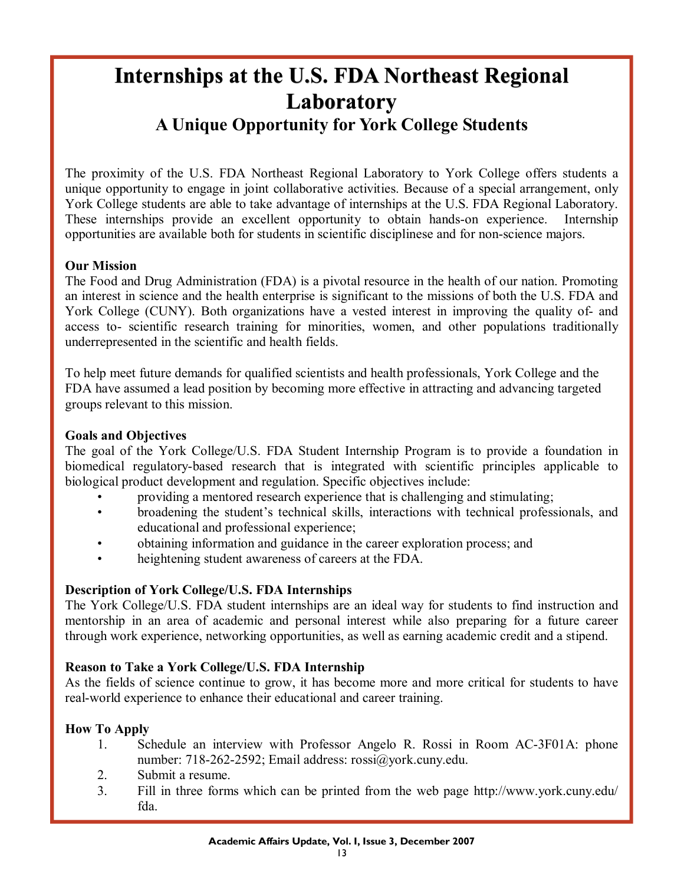# Internships at the U.S. FDA Northeast Regional Laboratory

## A Unique Opportunity for York College Students

The proximity of the U.S. FDA Northeast Regional Laboratory to York College offers students a unique opportunity to engage in joint collaborative activities. Because of a special arrangement, only York College students are able to take advantage of internships at the U.S. FDA Regional Laboratory. These internships provide an excellent opportunity to obtain hands-on experience. Internship opportunities are available both for students in scientific disciplinese and for non-science majors.

**Our Mission**

The Food and Drug Administration (FDA) is a pivotal resource in the health of our nation. Promoting an interest in science and the health enterprise is significant to the missions of both the U.S. FDA and York College (CUNY). Both organizations have a vested interest in improving the quality of- and access to- scientific research training for minorities, women, and other populations traditionally underrepresented in the scientific and health fields.

To help meet future demands for qualified scientists and health professionals, York College and the FDA have assumed a lead position by becoming more effective in attracting and advancing targeted groups relevant to this mission.

**Goals and Objectives**

The goal of the York College/U.S. FDA Student Internship Program is to provide a foundation in biomedical regulatory-based research that is integrated with scientific principles applicable to biological product development and regulation. Specific objectives include:

- providing a mentored research experience that is challenging and stimulating;
- broadening the student's technical skills, interactions with technical professionals, and educational and professional experience;
- obtaining information and guidance in the career exploration process; and
- heightening student awareness of careers at the FDA.

**Description of York College/U.S. FDA Internships**

The York College/U.S. FDA student internships are an ideal way for students to find instruction and mentorship in an area of academic and personal interest while also preparing for a future career through work experience, networking opportunities, as well as earning academic credit and a stipend.

**Reason to Take a York College/U.S. FDA Internship**

As the fields of science continue to grow, it has become more and more critical for students to have real-world experience to enhance their educational and career training.

**How To Apply**

1. Schedule an interview with Professor Angelo R. Rossi in Room AC-3F01A: phone number: 718-262-2592; Email address: rossi@york.cuny.edu.
2. Submit a resume.
3. Fill in three forms which can be printed from the web page http://www.york.cuny.edu/fda.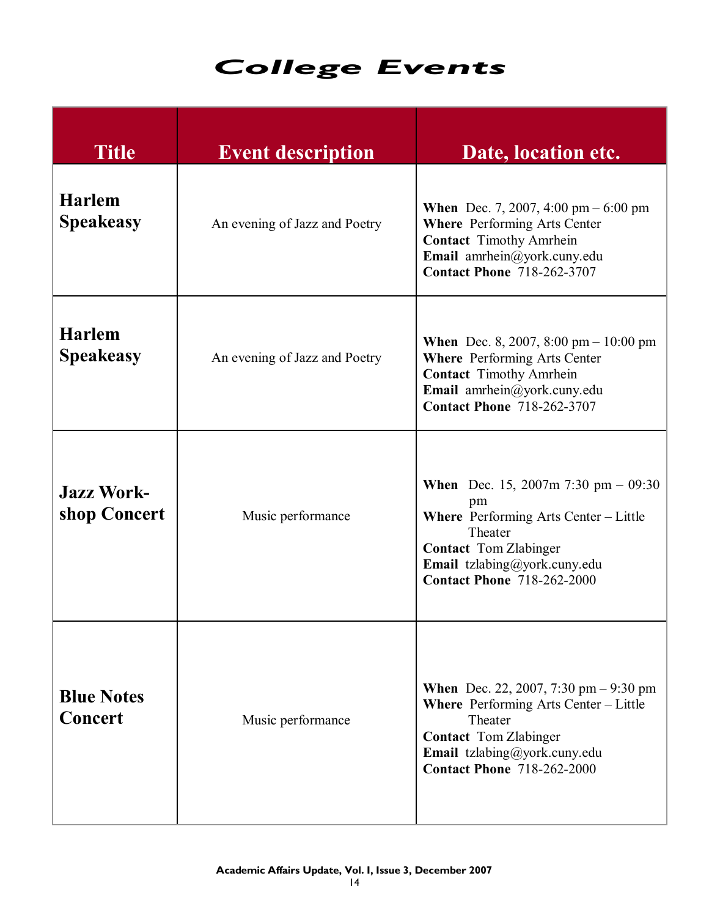# College Events

| Title | Event description | Date, location etc. |
|---|---|---|
| **Harlem Speakeasy** | An evening of Jazz and Poetry | **When** Dec. 7, 2007, 4:00 pm – 6:00 pm<br>**Where** Performing Arts Center<br>**Contact** Timothy Amrhein<br>**Email** amrhein@york.cuny.edu<br>**Contact Phone** 718-262-3707 |
| **Harlem Speakeasy** | An evening of Jazz and Poetry | **When** Dec. 8, 2007, 8:00 pm – 10:00 pm<br>**Where** Performing Arts Center<br>**Contact** Timothy Amrhein<br>**Email** amrhein@york.cuny.edu<br>**Contact Phone** 718-262-3707 |
| **Jazz Work-shop Concert** | Music performance | **When** Dec. 15, 2007m 7:30 pm – 09:30 pm<br>**Where** Performing Arts Center – Little Theater<br>**Contact** Tom Zlabinger<br>**Email** tzlabing@york.cuny.edu<br>**Contact Phone** 718-262-2000 |
| **Blue Notes Concert** | Music performance | **When** Dec. 22, 2007, 7:30 pm – 9:30 pm<br>**Where** Performing Arts Center – Little Theater<br>**Contact** Tom Zlabinger<br>**Email** tzlabing@york.cuny.edu<br>**Contact Phone** 718-262-2000 |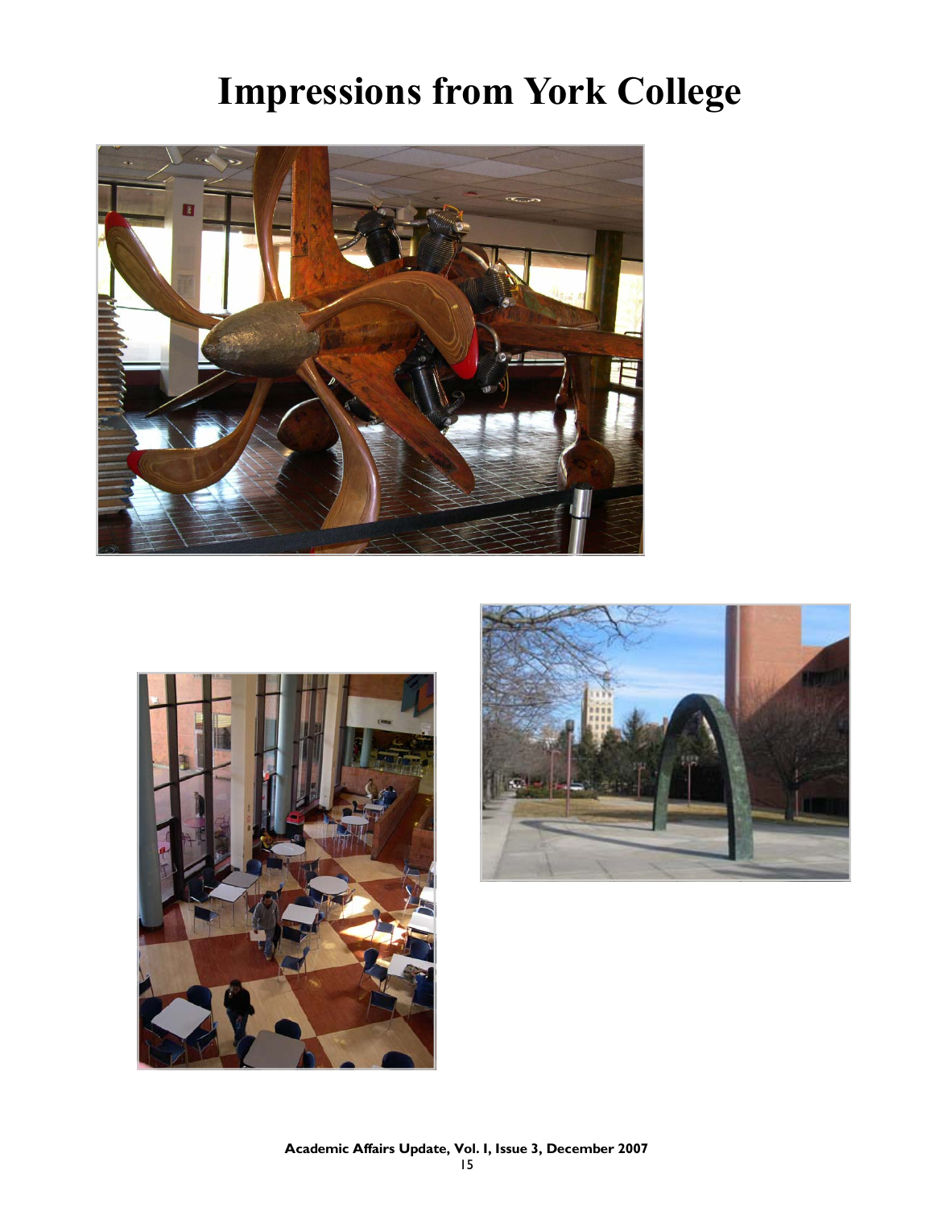# Impressions from York College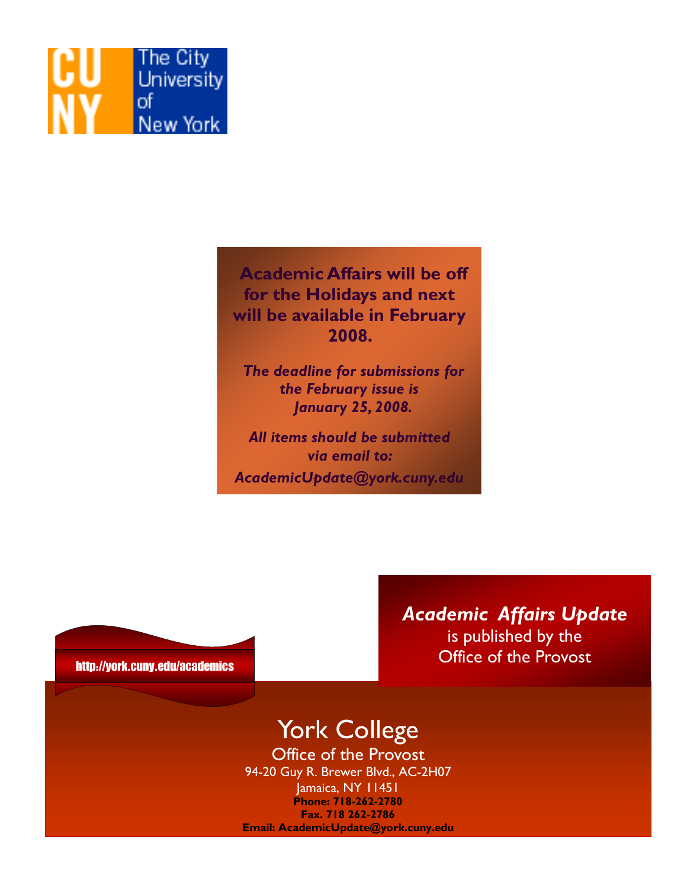CUNY The City University of New York

**Academic Affairs will be off for the Holidays and next will be available in February 2008.**

***The deadline for submissions for the February issue is January 25, 2008.***

***All items should be submitted via email to: AcademicUpdate@york.cuny.edu***

http://york.cuny.edu/academics

***Academic Affairs Update***
is published by the
Office of the Provost

# York College

Office of the Provost
94-20 Guy R. Brewer Blvd., AC-2H07
Jamaica, NY 11451
**Phone: 718-262-2780**
**Fax. 718 262-2786**
**Email: AcademicUpdate@york.cuny.edu**